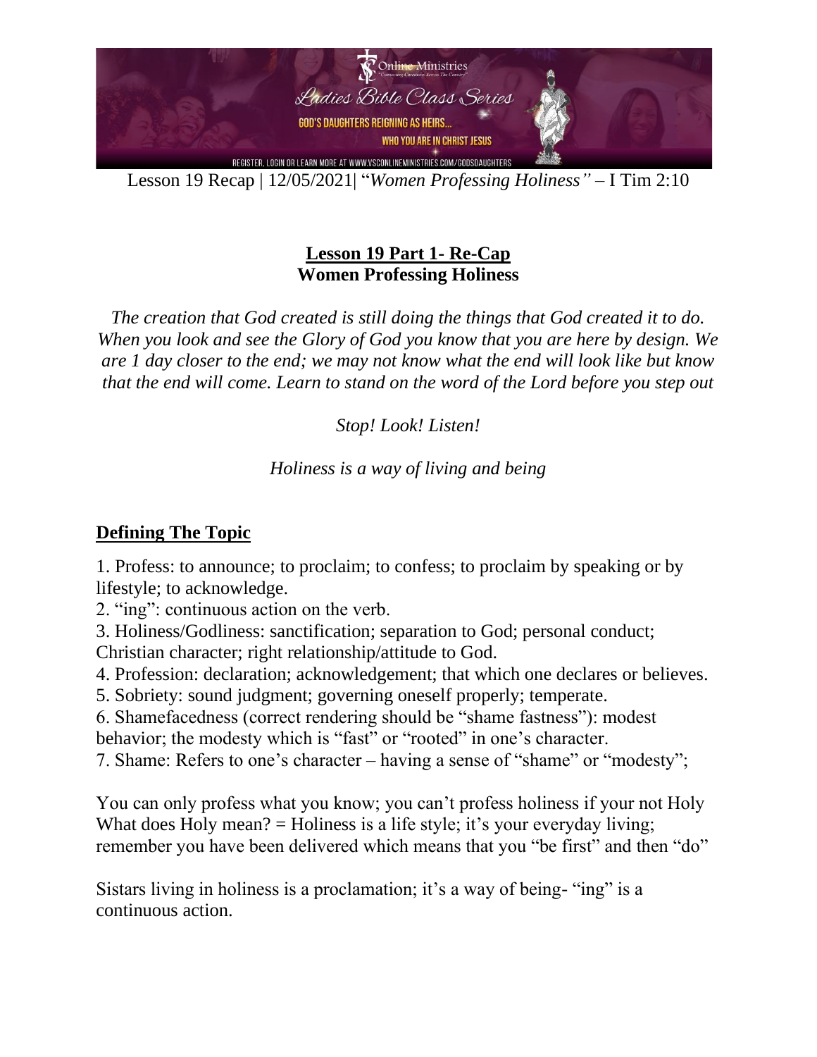Lesson 19 Recap | 12/05/2021| "*Women Professing Holiness"* – I Tim 2:10

## Lesson 19 Part 1- Re-Cap
**Women Professing Holiness**

*The creation that God created is still doing the things that God created it to do. When you look and see the Glory of God you know that you are here by design. We are 1 day closer to the end; we may not know what the end will look like but know that the end will come. Learn to stand on the word of the Lord before you step out*

*Stop! Look! Listen!*

*Holiness is a way of living and being*

### Defining The Topic

1. Profess: to announce; to proclaim; to confess; to proclaim by speaking or by lifestyle; to acknowledge.
2. "ing": continuous action on the verb.
3. Holiness/Godliness: sanctification; separation to God; personal conduct; Christian character; right relationship/attitude to God.
4. Profession: declaration; acknowledgement; that which one declares or believes.
5. Sobriety: sound judgment; governing oneself properly; temperate.
6. Shamefacedness (correct rendering should be "shame fastness"): modest behavior; the modesty which is "fast" or "rooted" in one's character.
7. Shame: Refers to one's character – having a sense of "shame" or "modesty";

You can only profess what you know; you can't profess holiness if your not Holy What does Holy mean? = Holiness is a life style; it's your everyday living; remember you have been delivered which means that you "be first" and then "do"

Sistars living in holiness is a proclamation; it's a way of being- "ing" is a continuous action.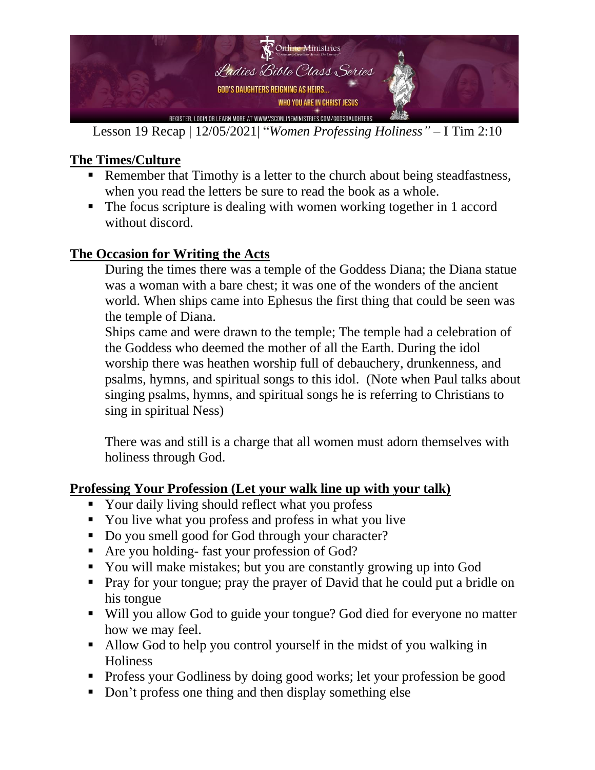Lesson 19 Recap | 12/05/2021| "*Women Professing Holiness"* – I Tim 2:10

## The Times/Culture

- Remember that Timothy is a letter to the church about being steadfastness, when you read the letters be sure to read the book as a whole.
- The focus scripture is dealing with women working together in 1 accord without discord.

## The Occasion for Writing the Acts

During the times there was a temple of the Goddess Diana; the Diana statue was a woman with a bare chest; it was one of the wonders of the ancient world. When ships came into Ephesus the first thing that could be seen was the temple of Diana.

Ships came and were drawn to the temple; The temple had a celebration of the Goddess who deemed the mother of all the Earth. During the idol worship there was heathen worship full of debauchery, drunkenness, and psalms, hymns, and spiritual songs to this idol. (Note when Paul talks about singing psalms, hymns, and spiritual songs he is referring to Christians to sing in spiritual Ness)

There was and still is a charge that all women must adorn themselves with holiness through God.

## Professing Your Profession (Let your walk line up with your talk)

- Your daily living should reflect what you profess
- You live what you profess and profess in what you live
- Do you smell good for God through your character?
- Are you holding- fast your profession of God?
- You will make mistakes; but you are constantly growing up into God
- Pray for your tongue; pray the prayer of David that he could put a bridle on his tongue
- Will you allow God to guide your tongue? God died for everyone no matter how we may feel.
- Allow God to help you control yourself in the midst of you walking in Holiness
- Profess your Godliness by doing good works; let your profession be good
- Don't profess one thing and then display something else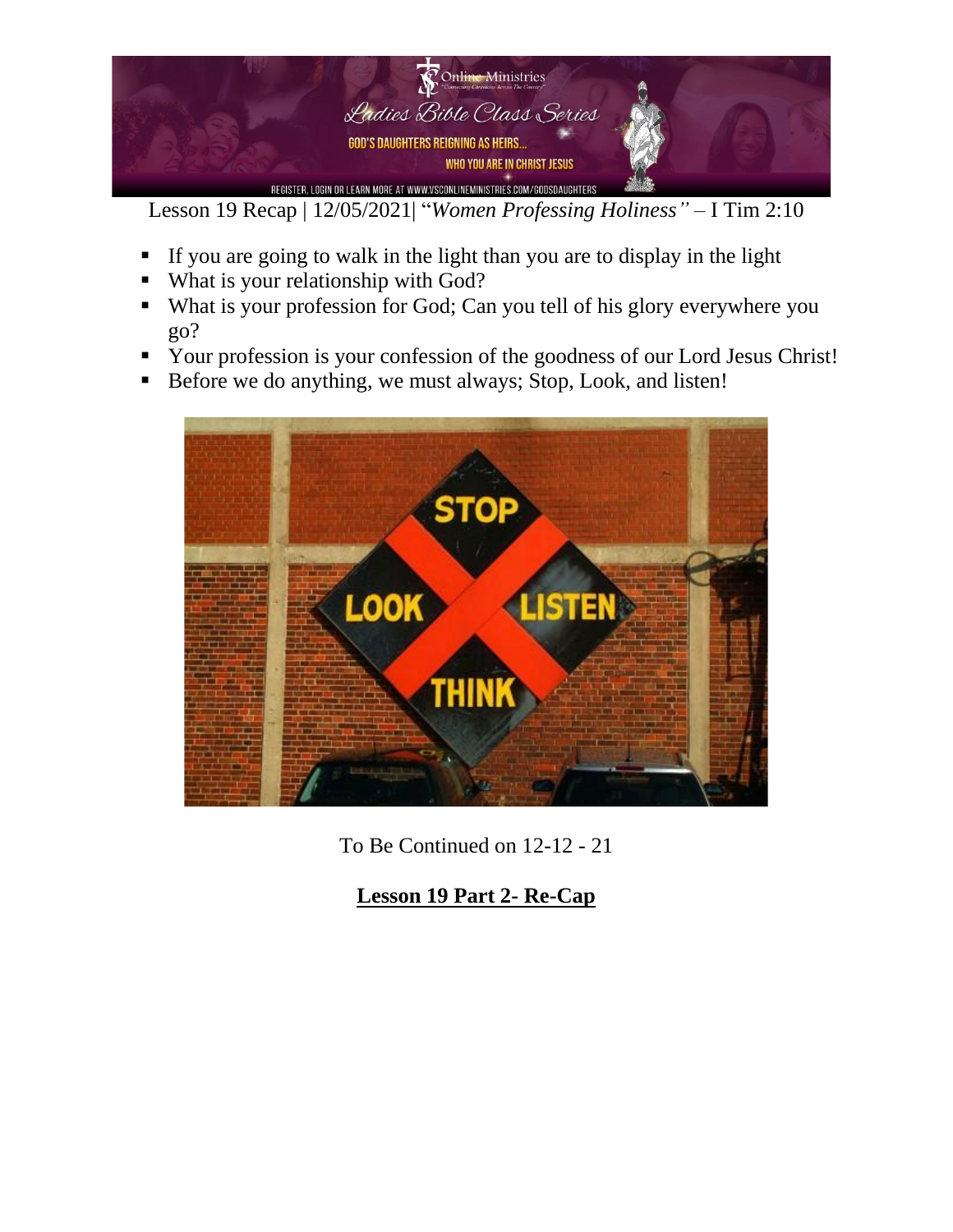Lesson 19 Recap | 12/05/2021| "*Women Professing Holiness"* – I Tim 2:10

- If you are going to walk in the light than you are to display in the light
- What is your relationship with God?
- What is your profession for God; Can you tell of his glory everywhere you go?
- Your profession is your confession of the goodness of our Lord Jesus Christ!
- Before we do anything, we must always; Stop, Look, and listen!

To Be Continued on 12-12 - 21

**<u>Lesson 19 Part 2- Re-Cap</u>**